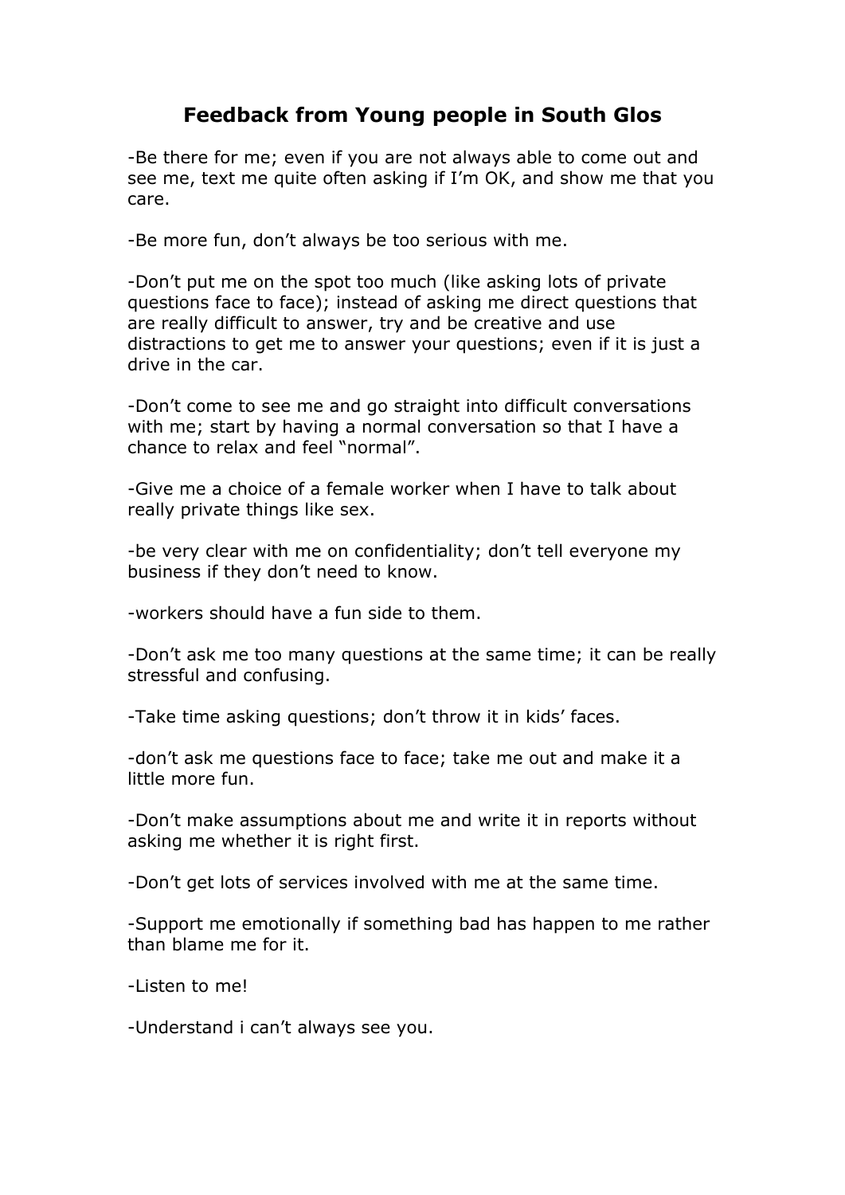# Feedback from Young people in South Glos

-Be there for me; even if you are not always able to come out and see me, text me quite often asking if I'm OK, and show me that you care.

-Be more fun, don't always be too serious with me.

-Don't put me on the spot too much (like asking lots of private questions face to face); instead of asking me direct questions that are really difficult to answer, try and be creative and use distractions to get me to answer your questions; even if it is just a drive in the car.

-Don't come to see me and go straight into difficult conversations with me; start by having a normal conversation so that I have a chance to relax and feel "normal".

-Give me a choice of a female worker when I have to talk about really private things like sex.

-be very clear with me on confidentiality; don't tell everyone my business if they don't need to know.

-workers should have a fun side to them.

-Don't ask me too many questions at the same time; it can be really stressful and confusing.

-Take time asking questions; don't throw it in kids' faces.

-don't ask me questions face to face; take me out and make it a little more fun.

-Don't make assumptions about me and write it in reports without asking me whether it is right first.

-Don't get lots of services involved with me at the same time.

-Support me emotionally if something bad has happen to me rather than blame me for it.

-Listen to me!

-Understand i can't always see you.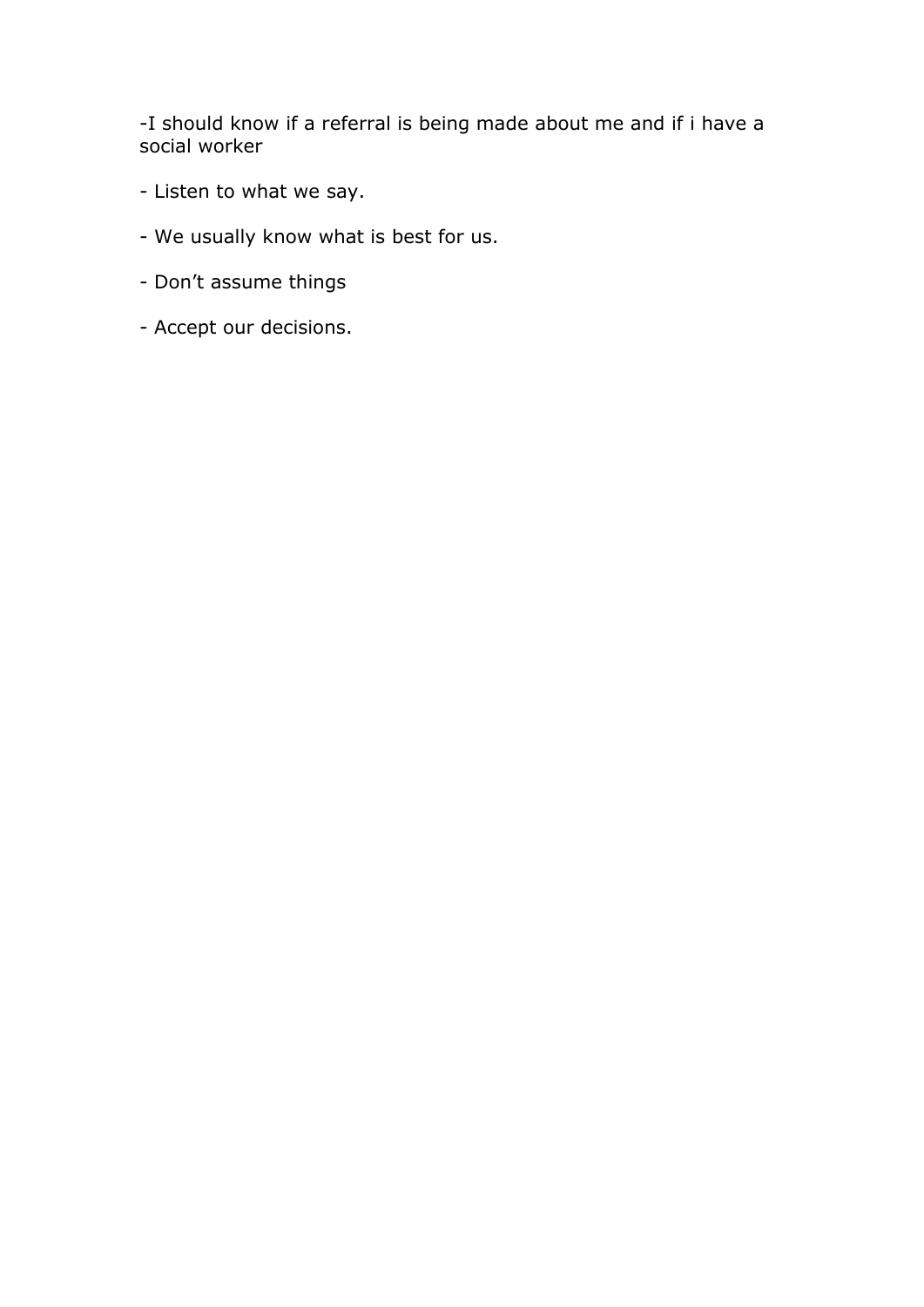- I should know if a referral is being made about me and if i have a social worker

- Listen to what we say.

- We usually know what is best for us.

- Don't assume things

- Accept our decisions.